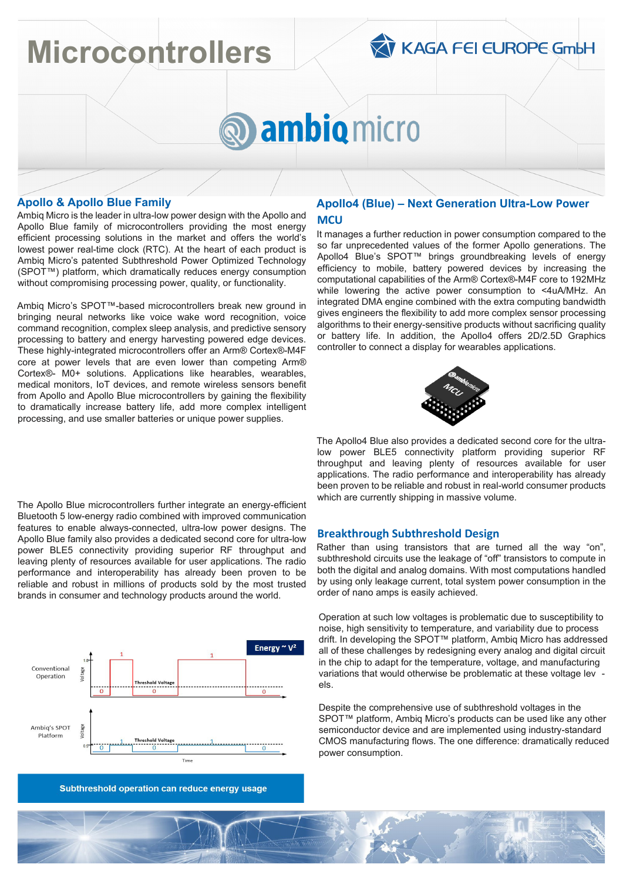# Microcontrollers

KAGA FEI EUROPE GmbH

ambiq micro

## Apollo & Apollo Blue Family

Ambiq Micro is the leader in ultra-low power design with the Apollo and Apollo Blue family of microcontrollers providing the most energy efficient processing solutions in the market and offers the world's lowest power real-time clock (RTC). At the heart of each product is Ambiq Micro's patented Subthreshold Power Optimized Technology (SPOT™) platform, which dramatically reduces energy consumption without compromising processing power, quality, or functionality.

Ambiq Micro's SPOT™-based microcontrollers break new ground in bringing neural networks like voice wake word recognition, voice command recognition, complex sleep analysis, and predictive sensory processing to battery and energy harvesting powered edge devices. These highly-integrated microcontrollers offer an Arm® Cortex®-M4F core at power levels that are even lower than competing Arm® Cortex®- M0+ solutions. Applications like hearables, wearables, medical monitors, IoT devices, and remote wireless sensors benefit from Apollo and Apollo Blue microcontrollers by gaining the flexibility to dramatically increase battery life, add more complex intelligent processing, and use smaller batteries or unique power supplies.

The Apollo Blue microcontrollers further integrate an energy-efficient Bluetooth 5 low-energy radio combined with improved communication features to enable always-connected, ultra-low power designs. The Apollo Blue family also provides a dedicated second core for ultra-low power BLE5 connectivity providing superior RF throughput and leaving plenty of resources available for user applications. The radio performance and interoperability has already been proven to be reliable and robust in millions of products sold by the most trusted brands in consumer and technology products around the world.

Subthreshold operation can reduce energy usage

## Apollo4 (Blue) – Next Generation Ultra-Low Power MCU

It manages a further reduction in power consumption compared to the so far unprecedented values of the former Apollo generations. The Apollo4 Blue's SPOT™ brings groundbreaking levels of energy efficiency to mobile, battery powered devices by increasing the computational capabilities of the Arm® Cortex®-M4F core to 192MHz while lowering the active power consumption to <4uA/MHz. An integrated DMA engine combined with the extra computing bandwidth gives engineers the flexibility to add more complex sensor processing algorithms to their energy-sensitive products without sacrificing quality or battery life. In addition, the Apollo4 offers 2D/2.5D Graphics controller to connect a display for wearables applications.

The Apollo4 Blue also provides a dedicated second core for the ultra-low power BLE5 connectivity platform providing superior RF throughput and leaving plenty of resources available for user applications. The radio performance and interoperability has already been proven to be reliable and robust in real-world consumer products which are currently shipping in massive volume.

## Breakthrough Subthreshold Design

Rather than using transistors that are turned all the way "on", subthreshold circuits use the leakage of "off" transistors to compute in both the digital and analog domains. With most computations handled by using only leakage current, total system power consumption in the order of nano amps is easily achieved.

Operation at such low voltages is problematic due to susceptibility to noise, high sensitivity to temperature, and variability due to process drift. In developing the SPOT™ platform, Ambiq Micro has addressed all of these challenges by redesigning every analog and digital circuit in the chip to adapt for the temperature, voltage, and manufacturing variations that would otherwise be problematic at these voltage lev - els.

Despite the comprehensive use of subthreshold voltages in the SPOT™ platform, Ambiq Micro's products can be used like any other semiconductor device and are implemented using industry-standard CMOS manufacturing flows. The one difference: dramatically reduced power consumption.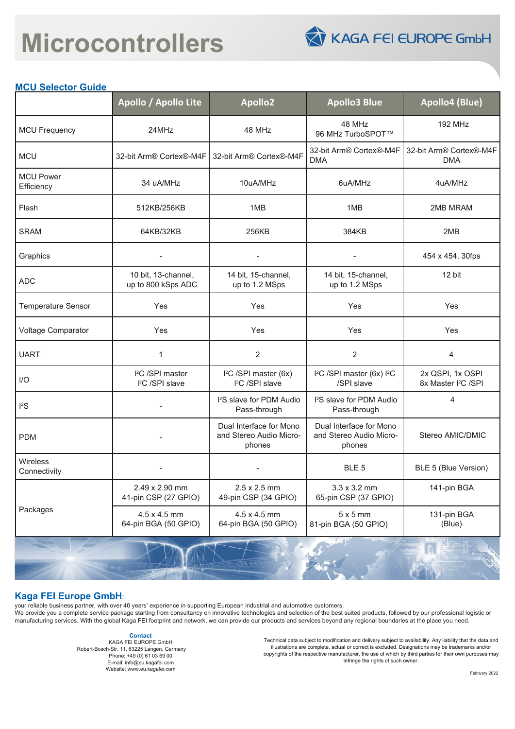# Microcontrollers

KAGA FEI EUROPE GmbH

## MCU Selector Guide

| | Apollo / Apollo Lite | Apollo2 | Apollo3 Blue | Apollo4 (Blue) |
|---|---|---|---|---|
| MCU Frequency | 24MHz | 48 MHz | 48 MHz 96 MHz TurboSPOT™ | 192 MHz |
| MCU | 32-bit Arm® Cortex®-M4F | 32-bit Arm® Cortex®-M4F | 32-bit Arm® Cortex®-M4F DMA | 32-bit Arm® Cortex®-M4F DMA |
| MCU Power Efficiency | 34 uA/MHz | 10uA/MHz | 6uA/MHz | 4uA/MHz |
| Flash | 512KB/256KB | 1MB | 1MB | 2MB MRAM |
| SRAM | 64KB/32KB | 256KB | 384KB | 2MB |
| Graphics | - | - | - | 454 x 454, 30fps |
| ADC | 10 bit, 13-channel, up to 800 kSps ADC | 14 bit, 15-channel, up to 1.2 MSps | 14 bit, 15-channel, up to 1.2 MSps | 12 bit |
| Temperature Sensor | Yes | Yes | Yes | Yes |
| Voltage Comparator | Yes | Yes | Yes | Yes |
| UART | 1 | 2 | 2 | 4 |
| I/O | I²C /SPI master I²C /SPI slave | I²C /SPI master (6x) I²C /SPI slave | I²C /SPI master (6x) I²C /SPI slave | 2x QSPI, 1x OSPI 8x Master I²C /SPI |
| I²S | - | I²S slave for PDM Audio Pass-through | I²S slave for PDM Audio Pass-through | 4 |
| PDM | - | Dual Interface for Mono and Stereo Audio Microphones | Dual Interface for Mono and Stereo Audio Microphones | Stereo AMIC/DMIC |
| Wireless Connectivity | - | - | BLE 5 | BLE 5 (Blue Version) |
| Packages | 2.49 x 2.90 mm 41-pin CSP (27 GPIO) | 2.5 x 2.5 mm 49-pin CSP (34 GPIO) | 3.3 x 3.2 mm 65-pin CSP (37 GPIO) | 141-pin BGA |
| | 4.5 x 4.5 mm 64-pin BGA (50 GPIO) | 4.5 x 4.5 mm 64-pin BGA (50 GPIO) | 5 x 5 mm 81-pin BGA (50 GPIO) | 131-pin BGA (Blue) |

## Kaga FEI Europe GmbH:

your reliable business partner, with over 40 years' experience in supporting European industrial and automotive customers.
We provide you a complete service package starting from consultancy on innovative technologies and selection of the best suited products, followed by our professional logistic or manufacturing services. With the global Kaga FEI footprint and network, we can provide our products and services beyond any regional boundaries at the place you need.

**Contact**
KAGA FEI EUROPE GmbH
Robert-Bosch-Str. 11, 63225 Langen, Germany
Phone: +49 (0) 61 03 69 00
E-mail: info@eu.kagafei.com
Website: www.eu.kagafei.com

Technical data subject to modification and delivery subject to availability. Any liability that the data and illustrations are complete, actual or correct is excluded. Designations may be trademarks and/or copyrights of the respective manufacturer, the use of which by third parties for their own purposes may infringe the rights of such owner.

February 2022